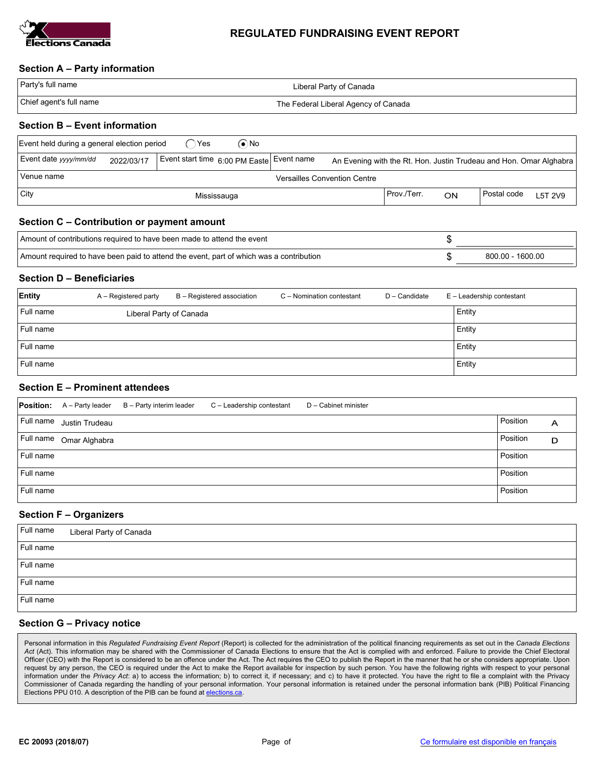Elections Canada

# REGULATED FUNDRAISING EVENT REPORT

## Section A – Party information

| | |
|---|---|
| Party's full name | Liberal Party of Canada |
| Chief agent's full name | The Federal Liberal Agency of Canada |

## Section B – Event information

Event held during a general election period ◯ Yes ◉ No

| | | | |
|---|---|---|---|
| Event date *yyyy/mm/dd* 2022/03/17 | Event start time 6:00 PM Easte | Event name | An Evening with the Rt. Hon. Justin Trudeau and Hon. Omar Alghabra |
| Venue name | Versailles Convention Centre | | |
| City Mississauga | | Prov./Terr. ON | Postal code L5T 2V9 |

## Section C – Contribution or payment amount

| | |
|---|---|
| Amount of contributions required to have been made to attend the event | $ |
| Amount required to have been paid to attend the event, part of which was a contribution | $ 800.00 - 1600.00 |

## Section D – Beneficiaries

**Entity** A – Registered party B – Registered association C – Nomination contestant D – Candidate E – Leadership contestant

| Full name | Entity |
|---|---|
| Liberal Party of Canada | |
| | |
| | |
| | |

## Section E – Prominent attendees

**Position:** A – Party leader B – Party interim leader C – Leadership contestant D – Cabinet minister

| Full name | Position |
|---|---|
| Justin Trudeau | A |
| Omar Alghabra | D |
| | |
| | |
| | |

## Section F – Organizers

| Full name |
|---|
| Liberal Party of Canada |
| |
| |
| |
| |

## Section G – Privacy notice

Personal information in this *Regulated Fundraising Event Report* (Report) is collected for the administration of the political financing requirements as set out in the *Canada Elections Act* (Act). This information may be shared with the Commissioner of Canada Elections to ensure that the Act is complied with and enforced. Failure to provide the Chief Electoral Officer (CEO) with the Report is considered to be an offence under the Act. The Act requires the CEO to publish the Report in the manner that he or she considers appropriate. Upon request by any person, the CEO is required under the Act to make the Report available for inspection by such person. You have the following rights with respect to your personal information under the *Privacy Act*: a) to access the information; b) to correct it, if necessary; and c) to have it protected. You have the right to file a complaint with the Privacy Commissioner of Canada regarding the handling of your personal information. Your personal information is retained under the personal information bank (PIB) Political Financing Elections PPU 010. A description of the PIB can be found at elections.ca.

EC 20093 (2018/07) Ce formulaire est disponible en français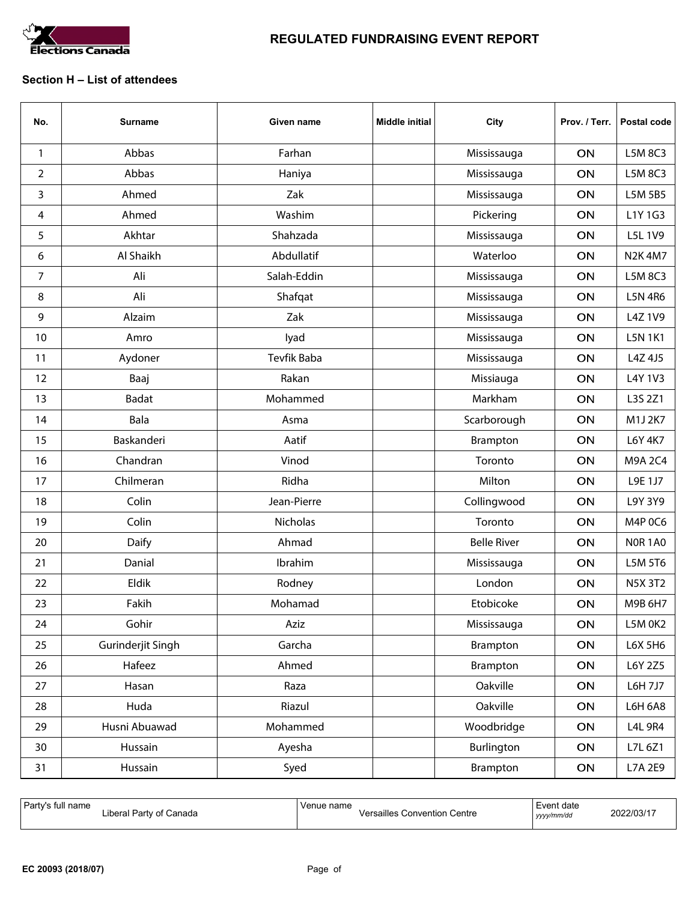REGULATED FUNDRAISING EVENT REPORT

### Section H – List of attendees

| No. | Surname | Given name | Middle initial | City | Prov. / Terr. | Postal code |
|---|---|---|---|---|---|---|
| 1 | Abbas | Farhan | | Mississauga | ON | L5M 8C3 |
| 2 | Abbas | Haniya | | Mississauga | ON | L5M 8C3 |
| 3 | Ahmed | Zak | | Mississauga | ON | L5M 5B5 |
| 4 | Ahmed | Washim | | Pickering | ON | L1Y 1G3 |
| 5 | Akhtar | Shahzada | | Mississauga | ON | L5L 1V9 |
| 6 | Al Shaikh | Abdullatif | | Waterloo | ON | N2K 4M7 |
| 7 | Ali | Salah-Eddin | | Mississauga | ON | L5M 8C3 |
| 8 | Ali | Shafqat | | Mississauga | ON | L5N 4R6 |
| 9 | Alzaim | Zak | | Mississauga | ON | L4Z 1V9 |
| 10 | Amro | Iyad | | Mississauga | ON | L5N 1K1 |
| 11 | Aydoner | Tevfik Baba | | Mississauga | ON | L4Z 4J5 |
| 12 | Baaj | Rakan | | Missiauga | ON | L4Y 1V3 |
| 13 | Badat | Mohammed | | Markham | ON | L3S 2Z1 |
| 14 | Bala | Asma | | Scarborough | ON | M1J 2K7 |
| 15 | Baskanderi | Aatif | | Brampton | ON | L6Y 4K7 |
| 16 | Chandran | Vinod | | Toronto | ON | M9A 2C4 |
| 17 | Chilmeran | Ridha | | Milton | ON | L9E 1J7 |
| 18 | Colin | Jean-Pierre | | Collingwood | ON | L9Y 3Y9 |
| 19 | Colin | Nicholas | | Toronto | ON | M4P 0C6 |
| 20 | Daify | Ahmad | | Belle River | ON | N0R 1A0 |
| 21 | Danial | Ibrahim | | Mississauga | ON | L5M 5T6 |
| 22 | Eldik | Rodney | | London | ON | N5X 3T2 |
| 23 | Fakih | Mohamad | | Etobicoke | ON | M9B 6H7 |
| 24 | Gohir | Aziz | | Mississauga | ON | L5M 0K2 |
| 25 | Gurinderjit Singh | Garcha | | Brampton | ON | L6X 5H6 |
| 26 | Hafeez | Ahmed | | Brampton | ON | L6Y 2Z5 |
| 27 | Hasan | Raza | | Oakville | ON | L6H 7J7 |
| 28 | Huda | Riazul | | Oakville | ON | L6H 6A8 |
| 29 | Husni Abuawad | Mohammed | | Woodbridge | ON | L4L 9R4 |
| 30 | Hussain | Ayesha | | Burlington | ON | L7L 6Z1 |
| 31 | Hussain | Syed | | Brampton | ON | L7A 2E9 |

| Party's full name | Venue name | Event date (yyyy/mm/dd) |
|---|---|---|
| Liberal Party of Canada | Versailles Convention Centre | 2022/03/17 |

EC 20093 (2018/07)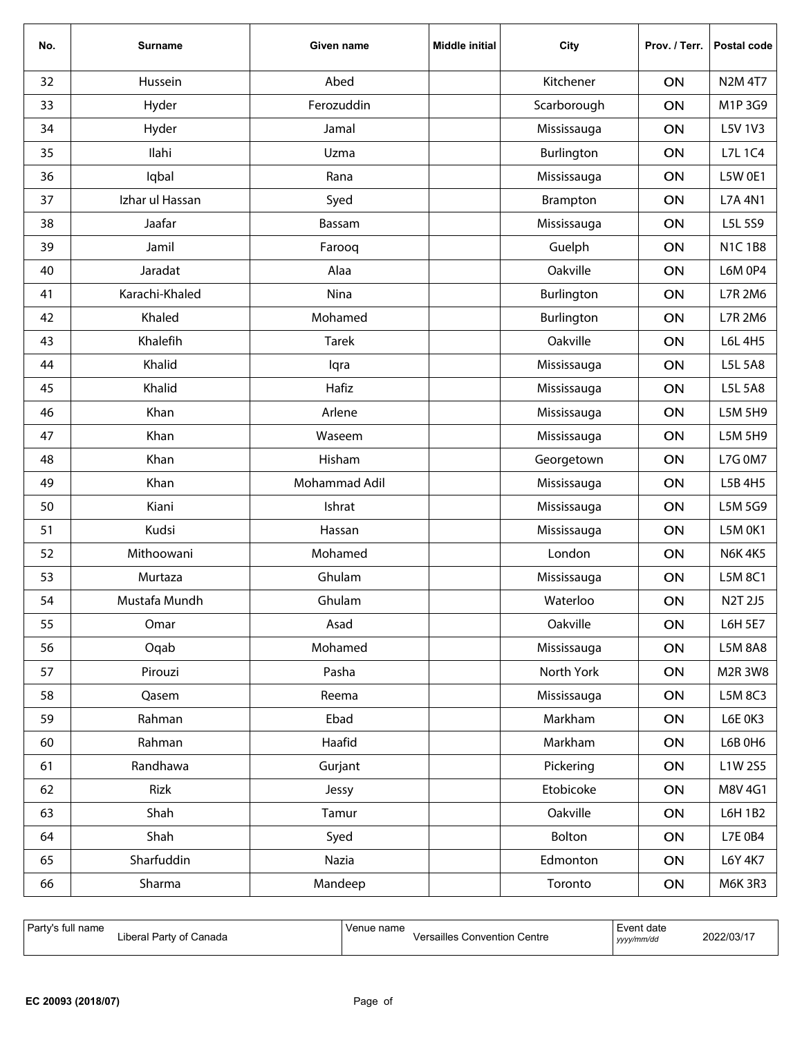| No. | Surname | Given name | Middle initial | City | Prov. / Terr. | Postal code |
|---|---|---|---|---|---|---|
| 32 | Hussein | Abed | | Kitchener | ON | N2M 4T7 |
| 33 | Hyder | Ferozuddin | | Scarborough | ON | M1P 3G9 |
| 34 | Hyder | Jamal | | Mississauga | ON | L5V 1V3 |
| 35 | Ilahi | Uzma | | Burlington | ON | L7L 1C4 |
| 36 | Iqbal | Rana | | Mississauga | ON | L5W 0E1 |
| 37 | Izhar ul Hassan | Syed | | Brampton | ON | L7A 4N1 |
| 38 | Jaafar | Bassam | | Mississauga | ON | L5L 5S9 |
| 39 | Jamil | Farooq | | Guelph | ON | N1C 1B8 |
| 40 | Jaradat | Alaa | | Oakville | ON | L6M 0P4 |
| 41 | Karachi-Khaled | Nina | | Burlington | ON | L7R 2M6 |
| 42 | Khaled | Mohamed | | Burlington | ON | L7R 2M6 |
| 43 | Khalefih | Tarek | | Oakville | ON | L6L 4H5 |
| 44 | Khalid | Iqra | | Mississauga | ON | L5L 5A8 |
| 45 | Khalid | Hafiz | | Mississauga | ON | L5L 5A8 |
| 46 | Khan | Arlene | | Mississauga | ON | L5M 5H9 |
| 47 | Khan | Waseem | | Mississauga | ON | L5M 5H9 |
| 48 | Khan | Hisham | | Georgetown | ON | L7G 0M7 |
| 49 | Khan | Mohammad Adil | | Mississauga | ON | L5B 4H5 |
| 50 | Kiani | Ishrat | | Mississauga | ON | L5M 5G9 |
| 51 | Kudsi | Hassan | | Mississauga | ON | L5M 0K1 |
| 52 | Mithoowani | Mohamed | | London | ON | N6K 4K5 |
| 53 | Murtaza | Ghulam | | Mississauga | ON | L5M 8C1 |
| 54 | Mustafa Mundh | Ghulam | | Waterloo | ON | N2T 2J5 |
| 55 | Omar | Asad | | Oakville | ON | L6H 5E7 |
| 56 | Oqab | Mohamed | | Mississauga | ON | L5M 8A8 |
| 57 | Pirouzi | Pasha | | North York | ON | M2R 3W8 |
| 58 | Qasem | Reema | | Mississauga | ON | L5M 8C3 |
| 59 | Rahman | Ebad | | Markham | ON | L6E 0K3 |
| 60 | Rahman | Haafid | | Markham | ON | L6B 0H6 |
| 61 | Randhawa | Gurjant | | Pickering | ON | L1W 2S5 |
| 62 | Rizk | Jessy | | Etobicoke | ON | M8V 4G1 |
| 63 | Shah | Tamur | | Oakville | ON | L6H 1B2 |
| 64 | Shah | Syed | | Bolton | ON | L7E 0B4 |
| 65 | Sharfuddin | Nazia | | Edmonton | ON | L6Y 4K7 |
| 66 | Sharma | Mandeep | | Toronto | ON | M6K 3R3 |

| Party's full name | Venue name | Event date *yyyy/mm/dd* |
|---|---|---|
| Liberal Party of Canada | Versailles Convention Centre | 2022/03/17 |

EC 20093 (2018/07)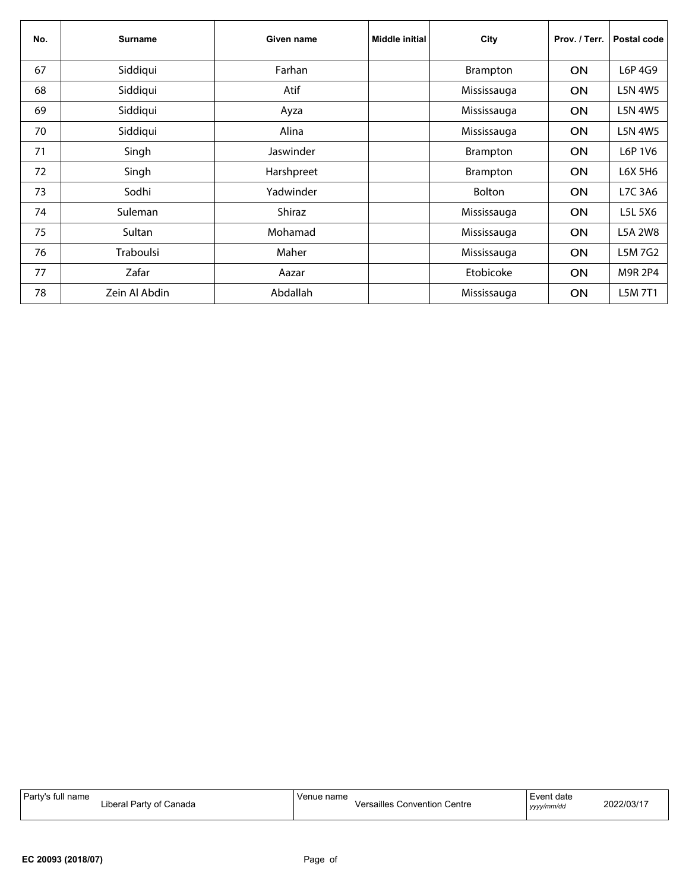| No. | Surname | Given name | Middle initial | City | Prov. / Terr. | Postal code |
|---|---|---|---|---|---|---|
| 67 | Siddiqui | Farhan | | Brampton | ON | L6P 4G9 |
| 68 | Siddiqui | Atif | | Mississauga | ON | L5N 4W5 |
| 69 | Siddiqui | Ayza | | Mississauga | ON | L5N 4W5 |
| 70 | Siddiqui | Alina | | Mississauga | ON | L5N 4W5 |
| 71 | Singh | Jaswinder | | Brampton | ON | L6P 1V6 |
| 72 | Singh | Harshpreet | | Brampton | ON | L6X 5H6 |
| 73 | Sodhi | Yadwinder | | Bolton | ON | L7C 3A6 |
| 74 | Suleman | Shiraz | | Mississauga | ON | L5L 5X6 |
| 75 | Sultan | Mohamad | | Mississauga | ON | L5A 2W8 |
| 76 | Traboulsi | Maher | | Mississauga | ON | L5M 7G2 |
| 77 | Zafar | Aazar | | Etobicoke | ON | M9R 2P4 |
| 78 | Zein Al Abdin | Abdallah | | Mississauga | ON | L5M 7T1 |

| Party's full name | Venue name | Event date *yyyy/mm/dd* |
|---|---|---|
| Liberal Party of Canada | Versailles Convention Centre | 2022/03/17 |

**EC 20093 (2018/07)**